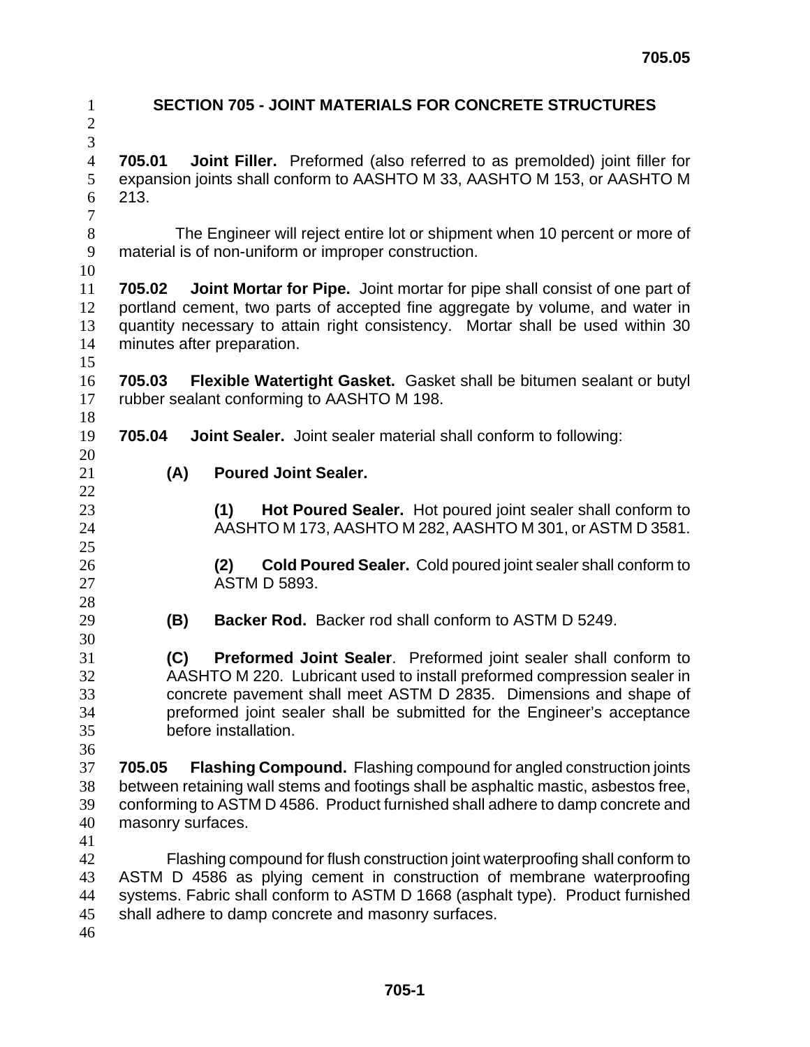# SECTION 705 - JOINT MATERIALS FOR CONCRETE STRUCTURES

**705.01 Joint Filler.** Preformed (also referred to as premolded) joint filler for expansion joints shall conform to AASHTO M 33, AASHTO M 153, or AASHTO M 213.

The Engineer will reject entire lot or shipment when 10 percent or more of material is of non-uniform or improper construction.

**705.02 Joint Mortar for Pipe.** Joint mortar for pipe shall consist of one part of portland cement, two parts of accepted fine aggregate by volume, and water in quantity necessary to attain right consistency. Mortar shall be used within 30 minutes after preparation.

**705.03 Flexible Watertight Gasket.** Gasket shall be bitumen sealant or butyl rubber sealant conforming to AASHTO M 198.

**705.04 Joint Sealer.** Joint sealer material shall conform to following:

**(A) Poured Joint Sealer.**

**(1) Hot Poured Sealer.** Hot poured joint sealer shall conform to AASHTO M 173, AASHTO M 282, AASHTO M 301, or ASTM D 3581.

**(2) Cold Poured Sealer.** Cold poured joint sealer shall conform to ASTM D 5893.

**(B) Backer Rod.** Backer rod shall conform to ASTM D 5249.

**(C) Preformed Joint Sealer**. Preformed joint sealer shall conform to AASHTO M 220. Lubricant used to install preformed compression sealer in concrete pavement shall meet ASTM D 2835. Dimensions and shape of preformed joint sealer shall be submitted for the Engineer's acceptance before installation.

**705.05 Flashing Compound.** Flashing compound for angled construction joints between retaining wall stems and footings shall be asphaltic mastic, asbestos free, conforming to ASTM D 4586. Product furnished shall adhere to damp concrete and masonry surfaces.

Flashing compound for flush construction joint waterproofing shall conform to ASTM D 4586 as plying cement in construction of membrane waterproofing systems. Fabric shall conform to ASTM D 1668 (asphalt type). Product furnished shall adhere to damp concrete and masonry surfaces.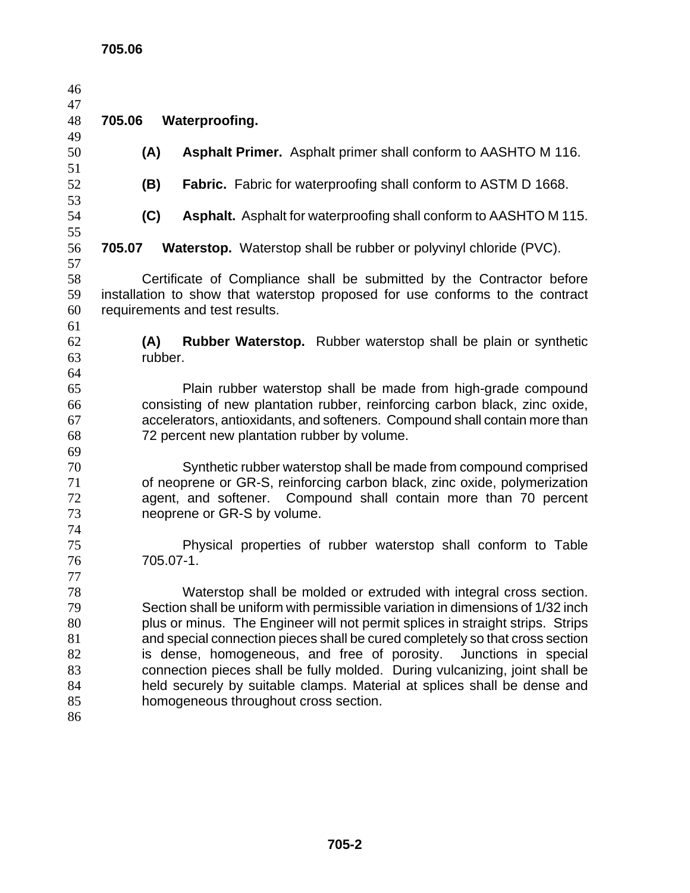## 705.06 Waterproofing.

**(A) Asphalt Primer.** Asphalt primer shall conform to AASHTO M 116.

**(B) Fabric.** Fabric for waterproofing shall conform to ASTM D 1668.

**(C) Asphalt.** Asphalt for waterproofing shall conform to AASHTO M 115.

## 705.07 Waterstop.

Waterstop shall be rubber or polyvinyl chloride (PVC).

Certificate of Compliance shall be submitted by the Contractor before installation to show that waterstop proposed for use conforms to the contract requirements and test results.

**(A) Rubber Waterstop.** Rubber waterstop shall be plain or synthetic rubber.

Plain rubber waterstop shall be made from high-grade compound consisting of new plantation rubber, reinforcing carbon black, zinc oxide, accelerators, antioxidants, and softeners. Compound shall contain more than 72 percent new plantation rubber by volume.

Synthetic rubber waterstop shall be made from compound comprised of neoprene or GR-S, reinforcing carbon black, zinc oxide, polymerization agent, and softener. Compound shall contain more than 70 percent neoprene or GR-S by volume.

Physical properties of rubber waterstop shall conform to Table 705.07-1.

Waterstop shall be molded or extruded with integral cross section. Section shall be uniform with permissible variation in dimensions of 1/32 inch plus or minus. The Engineer will not permit splices in straight strips. Strips and special connection pieces shall be cured completely so that cross section is dense, homogeneous, and free of porosity. Junctions in special connection pieces shall be fully molded. During vulcanizing, joint shall be held securely by suitable clamps. Material at splices shall be dense and homogeneous throughout cross section.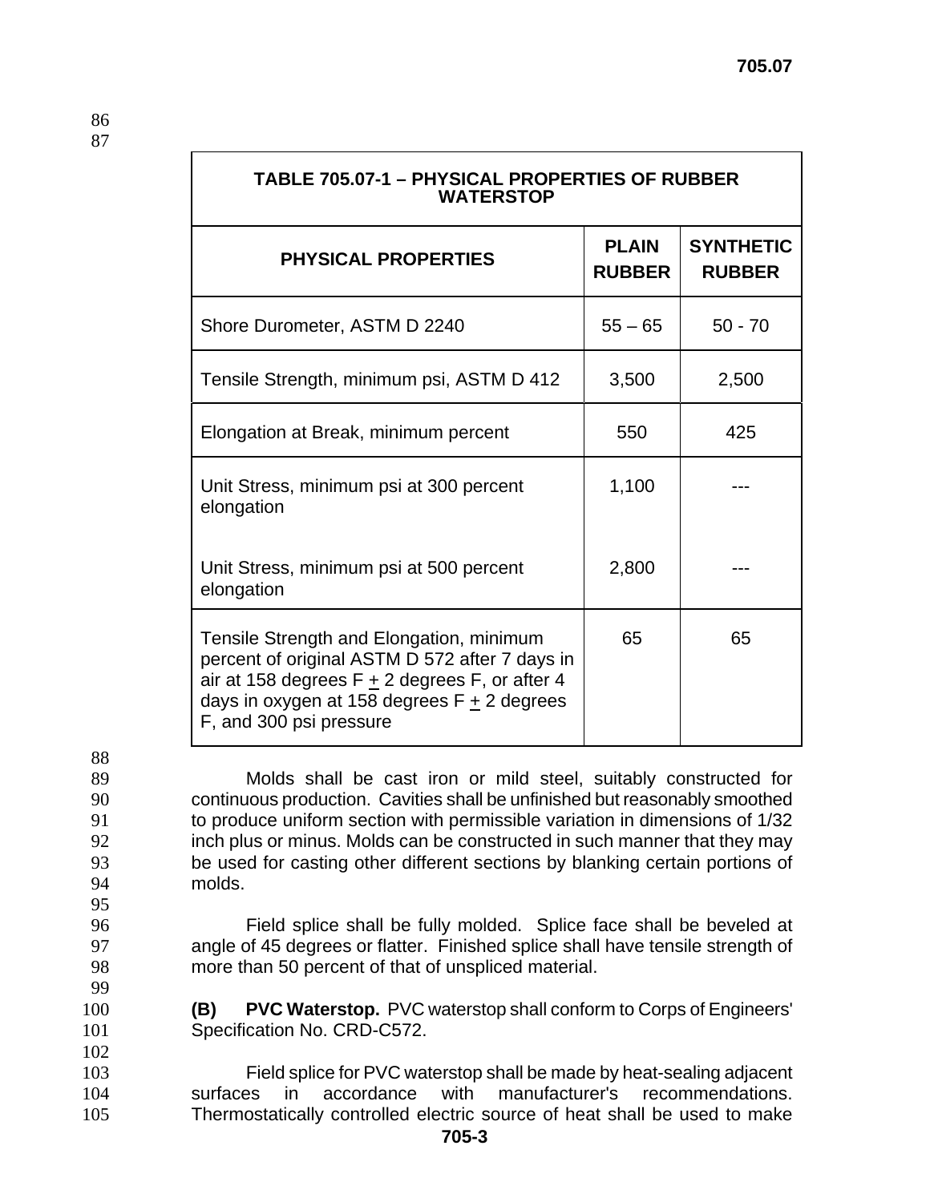| TABLE 705.07-1 – PHYSICAL PROPERTIES OF RUBBER WATERSTOP | | |
|---|---|---|
| **PHYSICAL PROPERTIES** | **PLAIN RUBBER** | **SYNTHETIC RUBBER** |
| Shore Durometer, ASTM D 2240 | 55 – 65 | 50 - 70 |
| Tensile Strength, minimum psi, ASTM D 412 | 3,500 | 2,500 |
| Elongation at Break, minimum percent | 550 | 425 |
| Unit Stress, minimum psi at 300 percent elongation | 1,100 | --- |
| Unit Stress, minimum psi at 500 percent elongation | 2,800 | --- |
| Tensile Strength and Elongation, minimum percent of original ASTM D 572 after 7 days in air at 158 degrees F ± 2 degrees F, or after 4 days in oxygen at 158 degrees F ± 2 degrees F, and 300 psi pressure | 65 | 65 |

Molds shall be cast iron or mild steel, suitably constructed for continuous production. Cavities shall be unfinished but reasonably smoothed to produce uniform section with permissible variation in dimensions of 1/32 inch plus or minus. Molds can be constructed in such manner that they may be used for casting other different sections by blanking certain portions of molds.

Field splice shall be fully molded. Splice face shall be beveled at angle of 45 degrees or flatter. Finished splice shall have tensile strength of more than 50 percent of that of unspliced material.

**(B) PVC Waterstop.** PVC waterstop shall conform to Corps of Engineers' Specification No. CRD-C572.

Field splice for PVC waterstop shall be made by heat-sealing adjacent surfaces in accordance with manufacturer's recommendations. Thermostatically controlled electric source of heat shall be used to make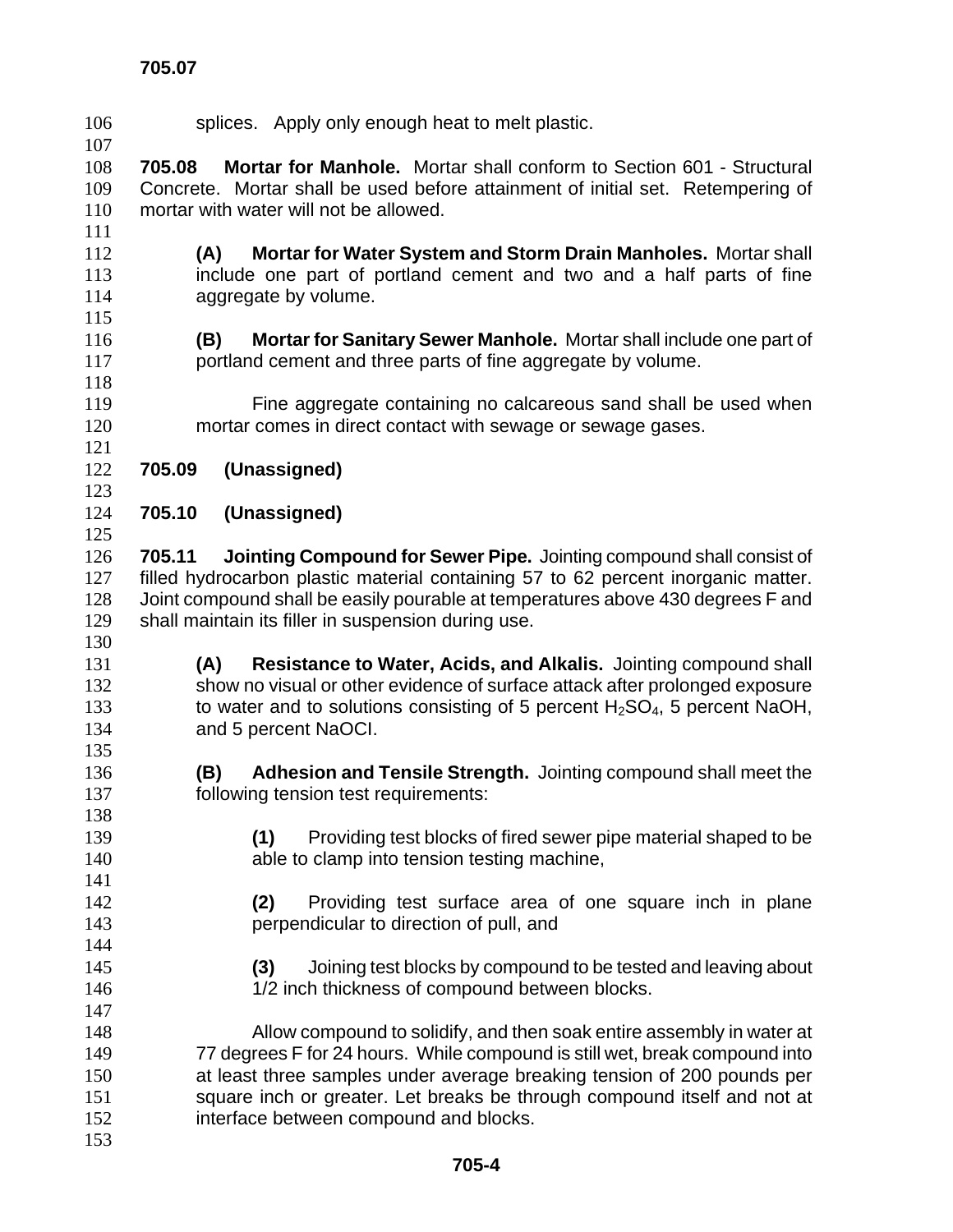splices. Apply only enough heat to melt plastic.

**705.08 Mortar for Manhole.** Mortar shall conform to Section 601 - Structural Concrete. Mortar shall be used before attainment of initial set. Retempering of mortar with water will not be allowed.

**(A) Mortar for Water System and Storm Drain Manholes.** Mortar shall include one part of portland cement and two and a half parts of fine aggregate by volume.

**(B) Mortar for Sanitary Sewer Manhole.** Mortar shall include one part of portland cement and three parts of fine aggregate by volume.

Fine aggregate containing no calcareous sand shall be used when mortar comes in direct contact with sewage or sewage gases.

**705.09 (Unassigned)**

**705.10 (Unassigned)**

**705.11 Jointing Compound for Sewer Pipe.** Jointing compound shall consist of filled hydrocarbon plastic material containing 57 to 62 percent inorganic matter. Joint compound shall be easily pourable at temperatures above 430 degrees F and shall maintain its filler in suspension during use.

**(A) Resistance to Water, Acids, and Alkalis.** Jointing compound shall show no visual or other evidence of surface attack after prolonged exposure to water and to solutions consisting of 5 percent $H_2SO_4$, 5 percent NaOH, and 5 percent NaOCl.

**(B) Adhesion and Tensile Strength.** Jointing compound shall meet the following tension test requirements:

**(1)** Providing test blocks of fired sewer pipe material shaped to be able to clamp into tension testing machine,

**(2)** Providing test surface area of one square inch in plane perpendicular to direction of pull, and

**(3)** Joining test blocks by compound to be tested and leaving about 1/2 inch thickness of compound between blocks.

Allow compound to solidify, and then soak entire assembly in water at 77 degrees F for 24 hours. While compound is still wet, break compound into at least three samples under average breaking tension of 200 pounds per square inch or greater. Let breaks be through compound itself and not at interface between compound and blocks.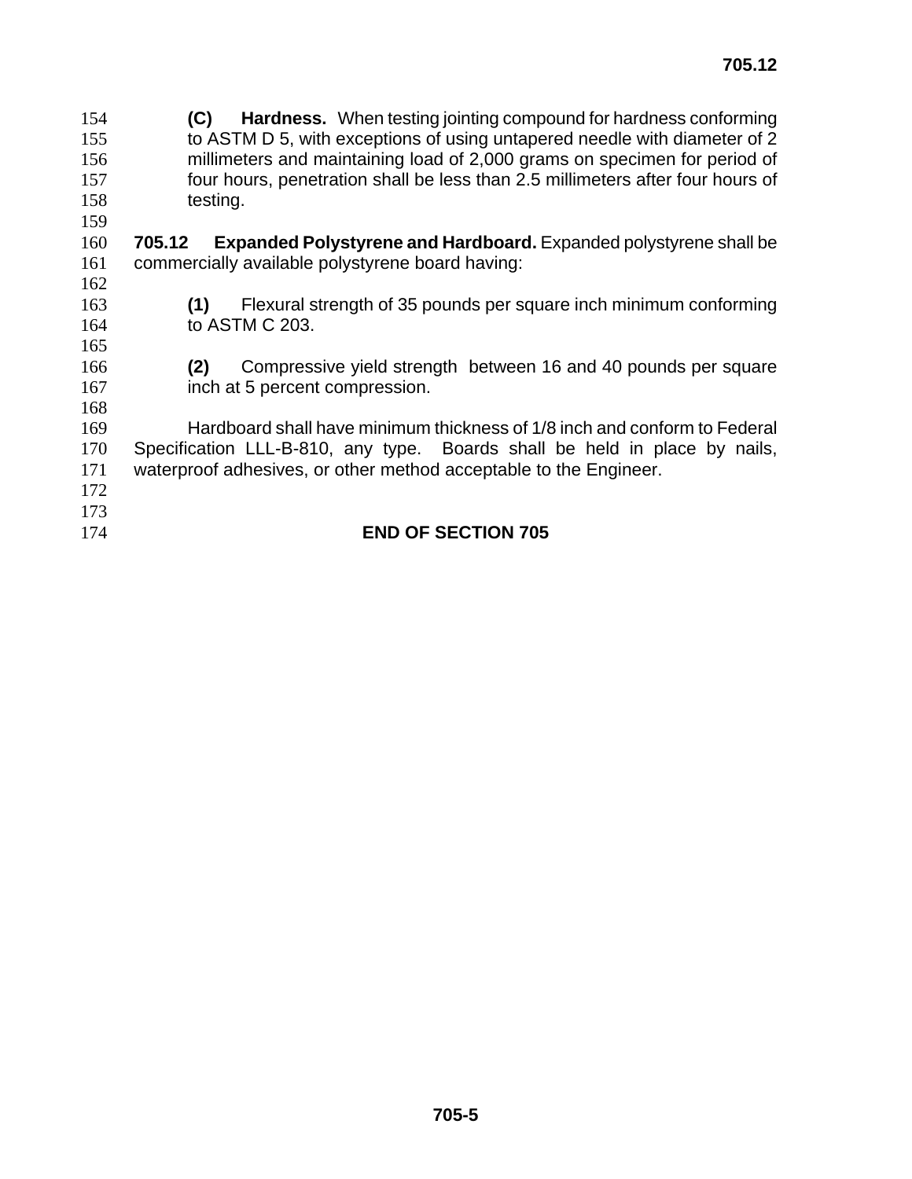**(C) Hardness.** When testing jointing compound for hardness conforming to ASTM D 5, with exceptions of using untapered needle with diameter of 2 millimeters and maintaining load of 2,000 grams on specimen for period of four hours, penetration shall be less than 2.5 millimeters after four hours of testing.

**705.12 Expanded Polystyrene and Hardboard.** Expanded polystyrene shall be commercially available polystyrene board having:

**(1)** Flexural strength of 35 pounds per square inch minimum conforming to ASTM C 203.

**(2)** Compressive yield strength between 16 and 40 pounds per square inch at 5 percent compression.

Hardboard shall have minimum thickness of 1/8 inch and conform to Federal Specification LLL-B-810, any type. Boards shall be held in place by nails, waterproof adhesives, or other method acceptable to the Engineer.

**END OF SECTION 705**